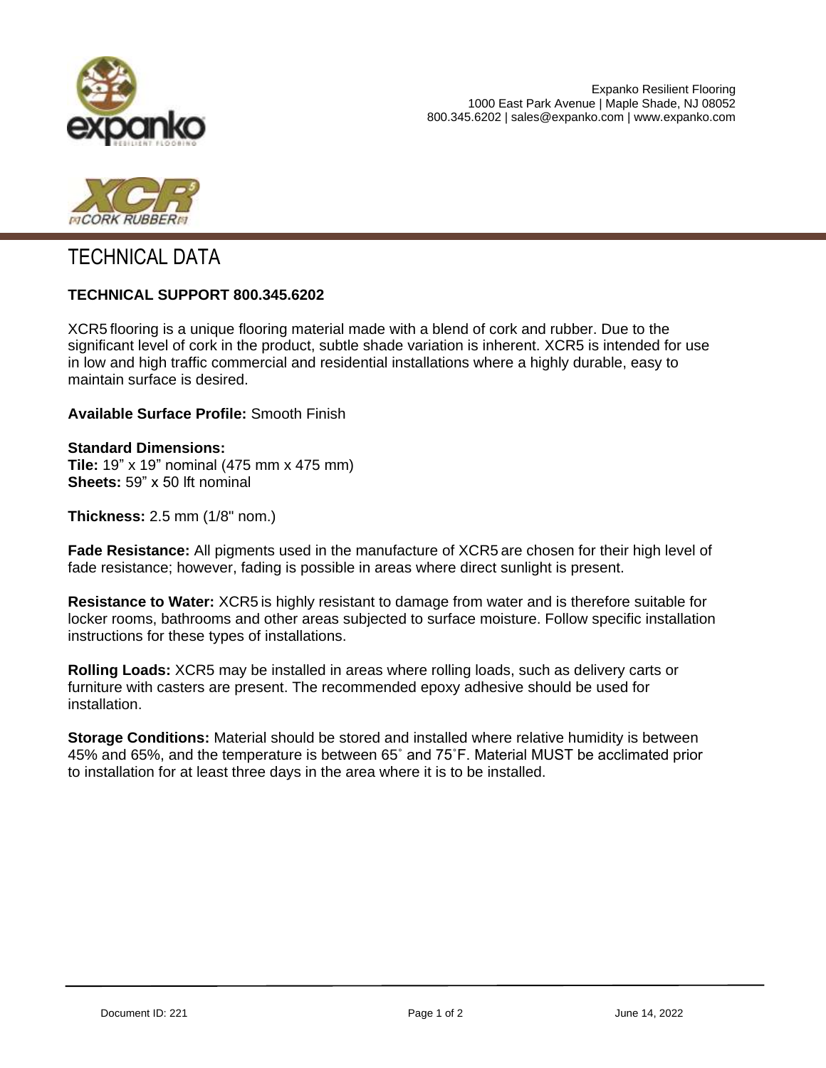Expanko Resilient Flooring
1000 East Park Avenue | Maple Shade, NJ 08052
800.345.6202 | sales@expanko.com | www.expanko.com

# TECHNICAL DATA

**TECHNICAL SUPPORT 800.345.6202**

XCR5 flooring is a unique flooring material made with a blend of cork and rubber. Due to the significant level of cork in the product, subtle shade variation is inherent. XCR5 is intended for use in low and high traffic commercial and residential installations where a highly durable, easy to maintain surface is desired.

**Available Surface Profile:** Smooth Finish

**Standard Dimensions:**
**Tile:** 19" x 19" nominal (475 mm x 475 mm)
**Sheets:** 59" x 50 lft nominal

**Thickness:** 2.5 mm (1/8" nom.)

**Fade Resistance:** All pigments used in the manufacture of XCR5 are chosen for their high level of fade resistance; however, fading is possible in areas where direct sunlight is present.

**Resistance to Water:** XCR5 is highly resistant to damage from water and is therefore suitable for locker rooms, bathrooms and other areas subjected to surface moisture. Follow specific installation instructions for these types of installations.

**Rolling Loads:** XCR5 may be installed in areas where rolling loads, such as delivery carts or furniture with casters are present. The recommended epoxy adhesive should be used for installation.

**Storage Conditions:** Material should be stored and installed where relative humidity is between 45% and 65%, and the temperature is between 65˚ and 75˚F. Material MUST be acclimated prior to installation for at least three days in the area where it is to be installed.

Document ID: 221 June 14, 2022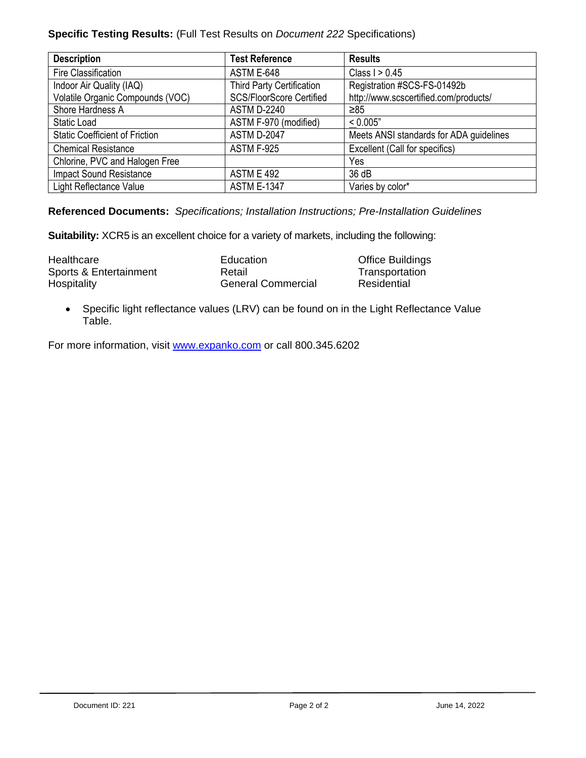**Specific Testing Results:** (Full Test Results on *Document 222* Specifications)

| Description | Test Reference | Results |
|---|---|---|
| Fire Classification | ASTM E-648 | Class I > 0.45 |
| Indoor Air Quality (IAQ)<br>Volatile Organic Compounds (VOC) | Third Party Certification<br>SCS/FloorScore Certified | Registration #SCS-FS-01492b<br>http://www.scscertified.com/products/ |
| Shore Hardness A | ASTM D-2240 | ≥85 |
| Static Load | ASTM F-970 (modified) | < 0.005" |
| Static Coefficient of Friction | ASTM D-2047 | Meets ANSI standards for ADA guidelines |
| Chemical Resistance | ASTM F-925 | Excellent (Call for specifics) |
| Chlorine, PVC and Halogen Free | | Yes |
| Impact Sound Resistance | ASTM E 492 | 36 dB |
| Light Reflectance Value | ASTM E-1347 | Varies by color* |

**Referenced Documents:** *Specifications; Installation Instructions; Pre-Installation Guidelines*

**Suitability:** XCR5 is an excellent choice for a variety of markets, including the following:

Healthcare
Sports & Entertainment
Hospitality
Education
Retail
General Commercial
Office Buildings
Transportation
Residential

- Specific light reflectance values (LRV) can be found on in the Light Reflectance Value Table.

For more information, visit www.expanko.com or call 800.345.6202

Document ID: 221

June 14, 2022